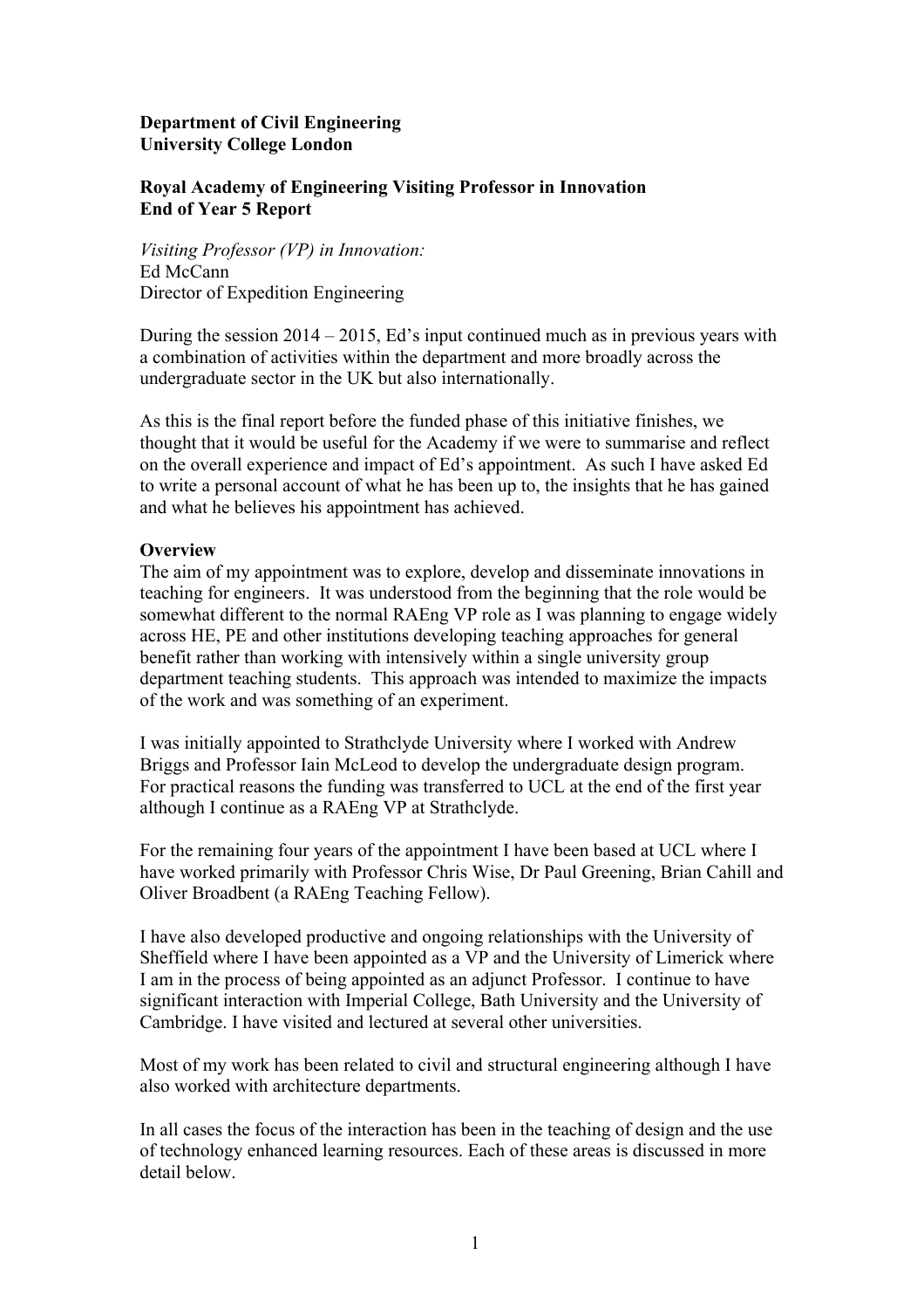**Department of Civil Engineering**
**University College London**

**Royal Academy of Engineering Visiting Professor in Innovation**
**End of Year 5 Report**

*Visiting Professor (VP) in Innovation:*
Ed McCann
Director of Expedition Engineering

During the session 2014 – 2015, Ed's input continued much as in previous years with a combination of activities within the department and more broadly across the undergraduate sector in the UK but also internationally.

As this is the final report before the funded phase of this initiative finishes, we thought that it would be useful for the Academy if we were to summarise and reflect on the overall experience and impact of Ed's appointment. As such I have asked Ed to write a personal account of what he has been up to, the insights that he has gained and what he believes his appointment has achieved.

**Overview**
The aim of my appointment was to explore, develop and disseminate innovations in teaching for engineers. It was understood from the beginning that the role would be somewhat different to the normal RAEng VP role as I was planning to engage widely across HE, PE and other institutions developing teaching approaches for general benefit rather than working with intensively within a single university group department teaching students. This approach was intended to maximize the impacts of the work and was something of an experiment.

I was initially appointed to Strathclyde University where I worked with Andrew Briggs and Professor Iain McLeod to develop the undergraduate design program. For practical reasons the funding was transferred to UCL at the end of the first year although I continue as a RAEng VP at Strathclyde.

For the remaining four years of the appointment I have been based at UCL where I have worked primarily with Professor Chris Wise, Dr Paul Greening, Brian Cahill and Oliver Broadbent (a RAEng Teaching Fellow).

I have also developed productive and ongoing relationships with the University of Sheffield where I have been appointed as a VP and the University of Limerick where I am in the process of being appointed as an adjunct Professor. I continue to have significant interaction with Imperial College, Bath University and the University of Cambridge. I have visited and lectured at several other universities.

Most of my work has been related to civil and structural engineering although I have also worked with architecture departments.

In all cases the focus of the interaction has been in the teaching of design and the use of technology enhanced learning resources. Each of these areas is discussed in more detail below.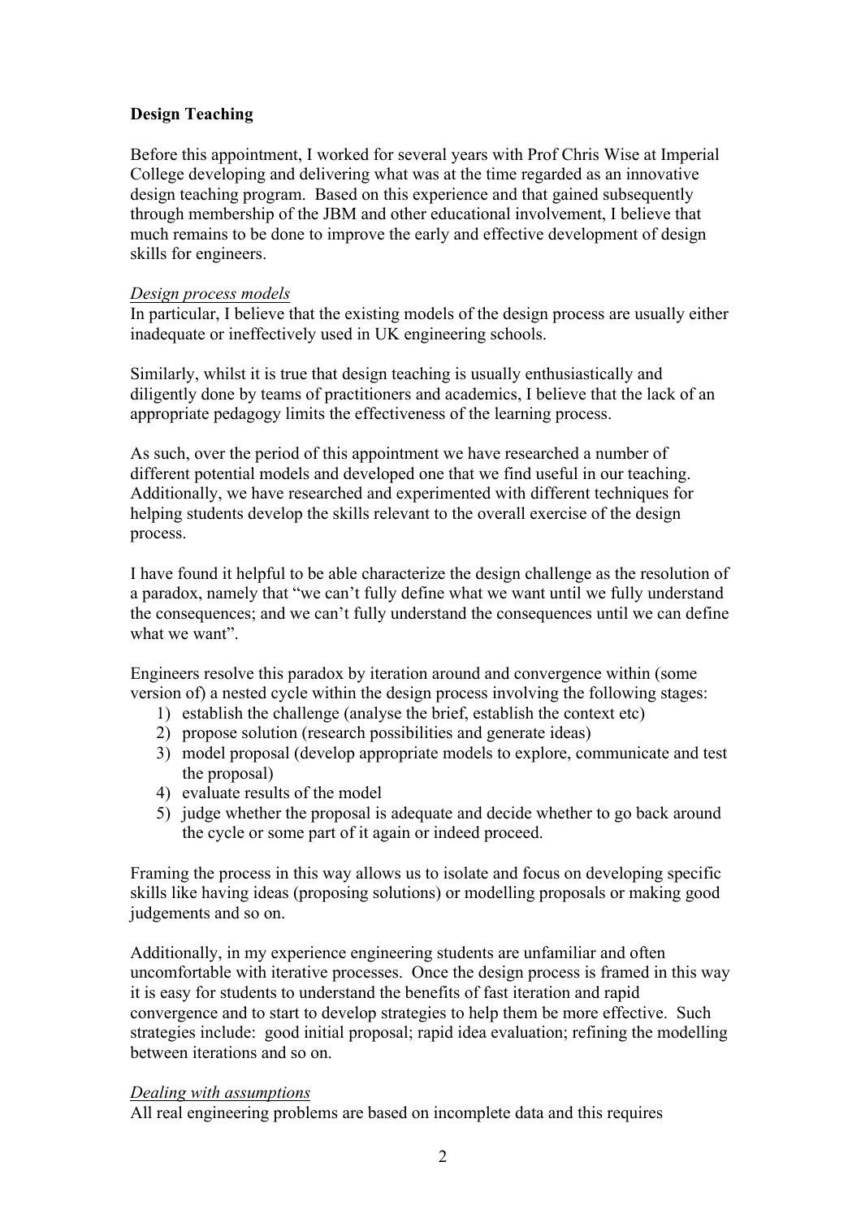**Design Teaching**

Before this appointment, I worked for several years with Prof Chris Wise at Imperial College developing and delivering what was at the time regarded as an innovative design teaching program. Based on this experience and that gained subsequently through membership of the JBM and other educational involvement, I believe that much remains to be done to improve the early and effective development of design skills for engineers.

*Design process models*

In particular, I believe that the existing models of the design process are usually either inadequate or ineffectively used in UK engineering schools.

Similarly, whilst it is true that design teaching is usually enthusiastically and diligently done by teams of practitioners and academics, I believe that the lack of an appropriate pedagogy limits the effectiveness of the learning process.

As such, over the period of this appointment we have researched a number of different potential models and developed one that we find useful in our teaching. Additionally, we have researched and experimented with different techniques for helping students develop the skills relevant to the overall exercise of the design process.

I have found it helpful to be able characterize the design challenge as the resolution of a paradox, namely that "we can't fully define what we want until we fully understand the consequences; and we can't fully understand the consequences until we can define what we want".

Engineers resolve this paradox by iteration around and convergence within (some version of) a nested cycle within the design process involving the following stages:

1) establish the challenge (analyse the brief, establish the context etc)
2) propose solution (research possibilities and generate ideas)
3) model proposal (develop appropriate models to explore, communicate and test the proposal)
4) evaluate results of the model
5) judge whether the proposal is adequate and decide whether to go back around the cycle or some part of it again or indeed proceed.

Framing the process in this way allows us to isolate and focus on developing specific skills like having ideas (proposing solutions) or modelling proposals or making good judgements and so on.

Additionally, in my experience engineering students are unfamiliar and often uncomfortable with iterative processes. Once the design process is framed in this way it is easy for students to understand the benefits of fast iteration and rapid convergence and to start to develop strategies to help them be more effective. Such strategies include: good initial proposal; rapid idea evaluation; refining the modelling between iterations and so on.

*Dealing with assumptions*

All real engineering problems are based on incomplete data and this requires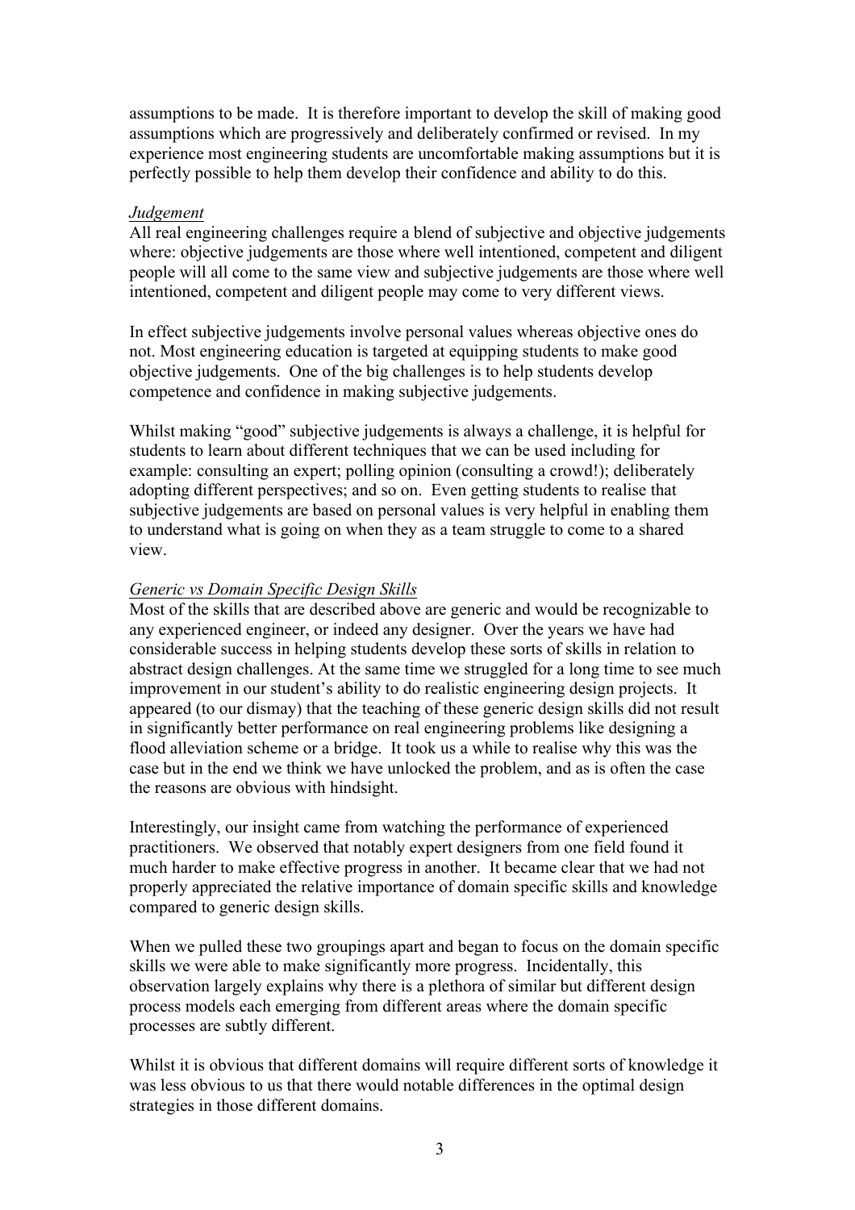assumptions to be made. It is therefore important to develop the skill of making good assumptions which are progressively and deliberately confirmed or revised. In my experience most engineering students are uncomfortable making assumptions but it is perfectly possible to help them develop their confidence and ability to do this.

*Judgement*

All real engineering challenges require a blend of subjective and objective judgements where: objective judgements are those where well intentioned, competent and diligent people will all come to the same view and subjective judgements are those where well intentioned, competent and diligent people may come to very different views.

In effect subjective judgements involve personal values whereas objective ones do not. Most engineering education is targeted at equipping students to make good objective judgements. One of the big challenges is to help students develop competence and confidence in making subjective judgements.

Whilst making "good" subjective judgements is always a challenge, it is helpful for students to learn about different techniques that we can be used including for example: consulting an expert; polling opinion (consulting a crowd!); deliberately adopting different perspectives; and so on. Even getting students to realise that subjective judgements are based on personal values is very helpful in enabling them to understand what is going on when they as a team struggle to come to a shared view.

*Generic vs Domain Specific Design Skills*

Most of the skills that are described above are generic and would be recognizable to any experienced engineer, or indeed any designer. Over the years we have had considerable success in helping students develop these sorts of skills in relation to abstract design challenges. At the same time we struggled for a long time to see much improvement in our student's ability to do realistic engineering design projects. It appeared (to our dismay) that the teaching of these generic design skills did not result in significantly better performance on real engineering problems like designing a flood alleviation scheme or a bridge. It took us a while to realise why this was the case but in the end we think we have unlocked the problem, and as is often the case the reasons are obvious with hindsight.

Interestingly, our insight came from watching the performance of experienced practitioners. We observed that notably expert designers from one field found it much harder to make effective progress in another. It became clear that we had not properly appreciated the relative importance of domain specific skills and knowledge compared to generic design skills.

When we pulled these two groupings apart and began to focus on the domain specific skills we were able to make significantly more progress. Incidentally, this observation largely explains why there is a plethora of similar but different design process models each emerging from different areas where the domain specific processes are subtly different.

Whilst it is obvious that different domains will require different sorts of knowledge it was less obvious to us that there would notable differences in the optimal design strategies in those different domains.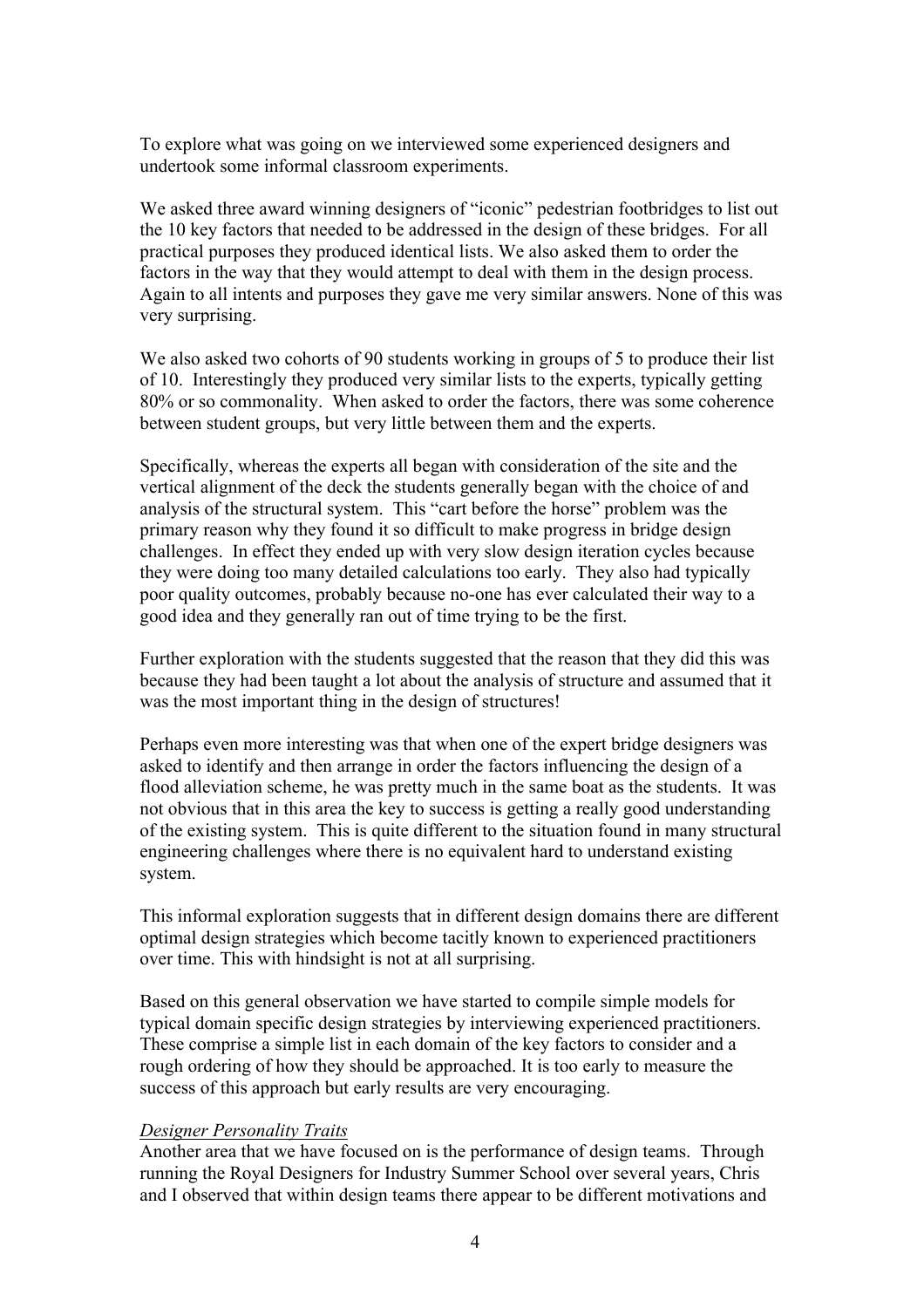To explore what was going on we interviewed some experienced designers and undertook some informal classroom experiments.

We asked three award winning designers of "iconic" pedestrian footbridges to list out the 10 key factors that needed to be addressed in the design of these bridges. For all practical purposes they produced identical lists. We also asked them to order the factors in the way that they would attempt to deal with them in the design process. Again to all intents and purposes they gave me very similar answers. None of this was very surprising.

We also asked two cohorts of 90 students working in groups of 5 to produce their list of 10. Interestingly they produced very similar lists to the experts, typically getting 80% or so commonality. When asked to order the factors, there was some coherence between student groups, but very little between them and the experts.

Specifically, whereas the experts all began with consideration of the site and the vertical alignment of the deck the students generally began with the choice of and analysis of the structural system. This "cart before the horse" problem was the primary reason why they found it so difficult to make progress in bridge design challenges. In effect they ended up with very slow design iteration cycles because they were doing too many detailed calculations too early. They also had typically poor quality outcomes, probably because no-one has ever calculated their way to a good idea and they generally ran out of time trying to be the first.

Further exploration with the students suggested that the reason that they did this was because they had been taught a lot about the analysis of structure and assumed that it was the most important thing in the design of structures!

Perhaps even more interesting was that when one of the expert bridge designers was asked to identify and then arrange in order the factors influencing the design of a flood alleviation scheme, he was pretty much in the same boat as the students. It was not obvious that in this area the key to success is getting a really good understanding of the existing system. This is quite different to the situation found in many structural engineering challenges where there is no equivalent hard to understand existing system.

This informal exploration suggests that in different design domains there are different optimal design strategies which become tacitly known to experienced practitioners over time. This with hindsight is not at all surprising.

Based on this general observation we have started to compile simple models for typical domain specific design strategies by interviewing experienced practitioners. These comprise a simple list in each domain of the key factors to consider and a rough ordering of how they should be approached. It is too early to measure the success of this approach but early results are very encouraging.

*Designer Personality Traits*

Another area that we have focused on is the performance of design teams. Through running the Royal Designers for Industry Summer School over several years, Chris and I observed that within design teams there appear to be different motivations and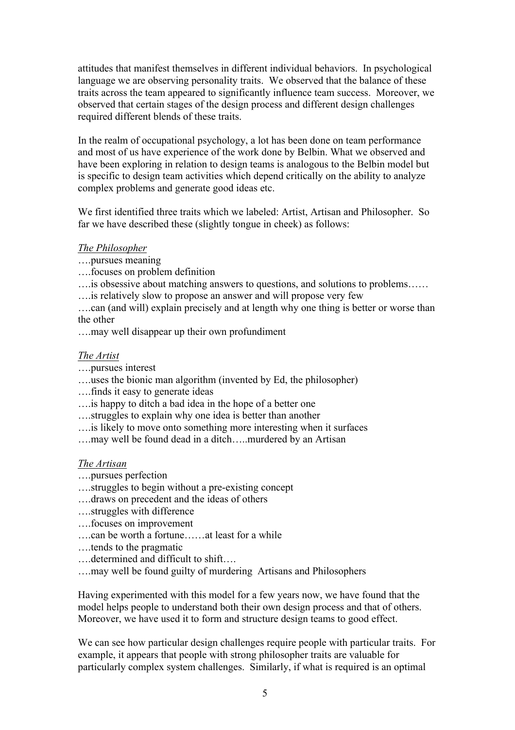attitudes that manifest themselves in different individual behaviors. In psychological language we are observing personality traits. We observed that the balance of these traits across the team appeared to significantly influence team success. Moreover, we observed that certain stages of the design process and different design challenges required different blends of these traits.

In the realm of occupational psychology, a lot has been done on team performance and most of us have experience of the work done by Belbin. What we observed and have been exploring in relation to design teams is analogous to the Belbin model but is specific to design team activities which depend critically on the ability to analyze complex problems and generate good ideas etc.

We first identified three traits which we labeled: Artist, Artisan and Philosopher. So far we have described these (slightly tongue in cheek) as follows:

*The Philosopher*

….pursues meaning
….focuses on problem definition
….is obsessive about matching answers to questions, and solutions to problems……
….is relatively slow to propose an answer and will propose very few
….can (and will) explain precisely and at length why one thing is better or worse than the other
….may well disappear up their own profundiment

*The Artist*

….pursues interest
….uses the bionic man algorithm (invented by Ed, the philosopher)
….finds it easy to generate ideas
….is happy to ditch a bad idea in the hope of a better one
….struggles to explain why one idea is better than another
….is likely to move onto something more interesting when it surfaces
….may well be found dead in a ditch…..murdered by an Artisan

*The Artisan*

….pursues perfection
….struggles to begin without a pre-existing concept
….draws on precedent and the ideas of others
….struggles with difference
….focuses on improvement
….can be worth a fortune……at least for a while
….tends to the pragmatic
….determined and difficult to shift….
….may well be found guilty of murdering Artisans and Philosophers

Having experimented with this model for a few years now, we have found that the model helps people to understand both their own design process and that of others. Moreover, we have used it to form and structure design teams to good effect.

We can see how particular design challenges require people with particular traits. For example, it appears that people with strong philosopher traits are valuable for particularly complex system challenges. Similarly, if what is required is an optimal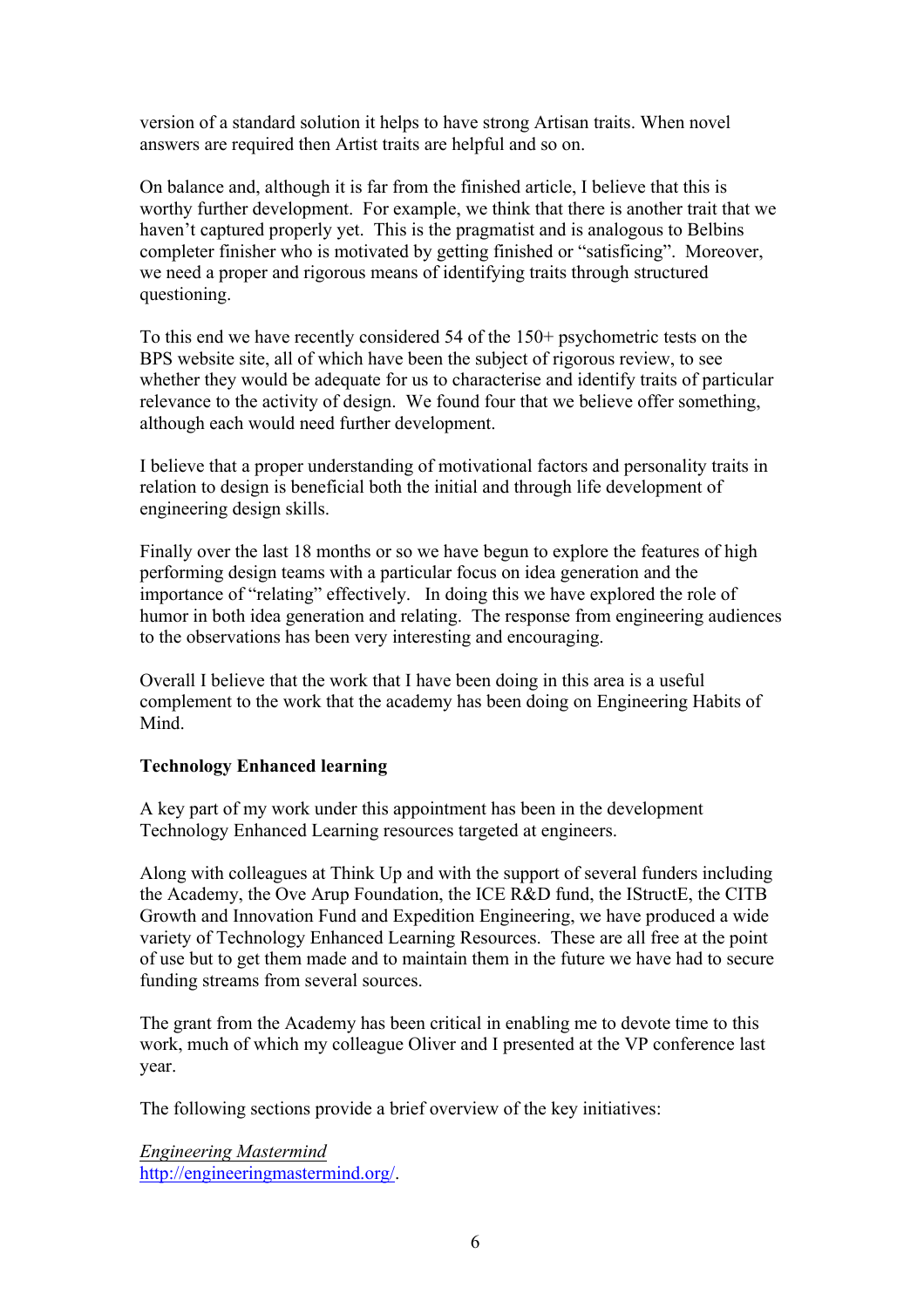version of a standard solution it helps to have strong Artisan traits. When novel answers are required then Artist traits are helpful and so on.

On balance and, although it is far from the finished article, I believe that this is worthy further development. For example, we think that there is another trait that we haven't captured properly yet. This is the pragmatist and is analogous to Belbins completer finisher who is motivated by getting finished or "satisficing". Moreover, we need a proper and rigorous means of identifying traits through structured questioning.

To this end we have recently considered 54 of the 150+ psychometric tests on the BPS website site, all of which have been the subject of rigorous review, to see whether they would be adequate for us to characterise and identify traits of particular relevance to the activity of design. We found four that we believe offer something, although each would need further development.

I believe that a proper understanding of motivational factors and personality traits in relation to design is beneficial both the initial and through life development of engineering design skills.

Finally over the last 18 months or so we have begun to explore the features of high performing design teams with a particular focus on idea generation and the importance of "relating" effectively. In doing this we have explored the role of humor in both idea generation and relating. The response from engineering audiences to the observations has been very interesting and encouraging.

Overall I believe that the work that I have been doing in this area is a useful complement to the work that the academy has been doing on Engineering Habits of Mind.

**Technology Enhanced learning**

A key part of my work under this appointment has been in the development Technology Enhanced Learning resources targeted at engineers.

Along with colleagues at Think Up and with the support of several funders including the Academy, the Ove Arup Foundation, the ICE R&D fund, the IStructE, the CITB Growth and Innovation Fund and Expedition Engineering, we have produced a wide variety of Technology Enhanced Learning Resources. These are all free at the point of use but to get them made and to maintain them in the future we have had to secure funding streams from several sources.

The grant from the Academy has been critical in enabling me to devote time to this work, much of which my colleague Oliver and I presented at the VP conference last year.

The following sections provide a brief overview of the key initiatives:

*Engineering Mastermind*
http://engineeringmastermind.org/.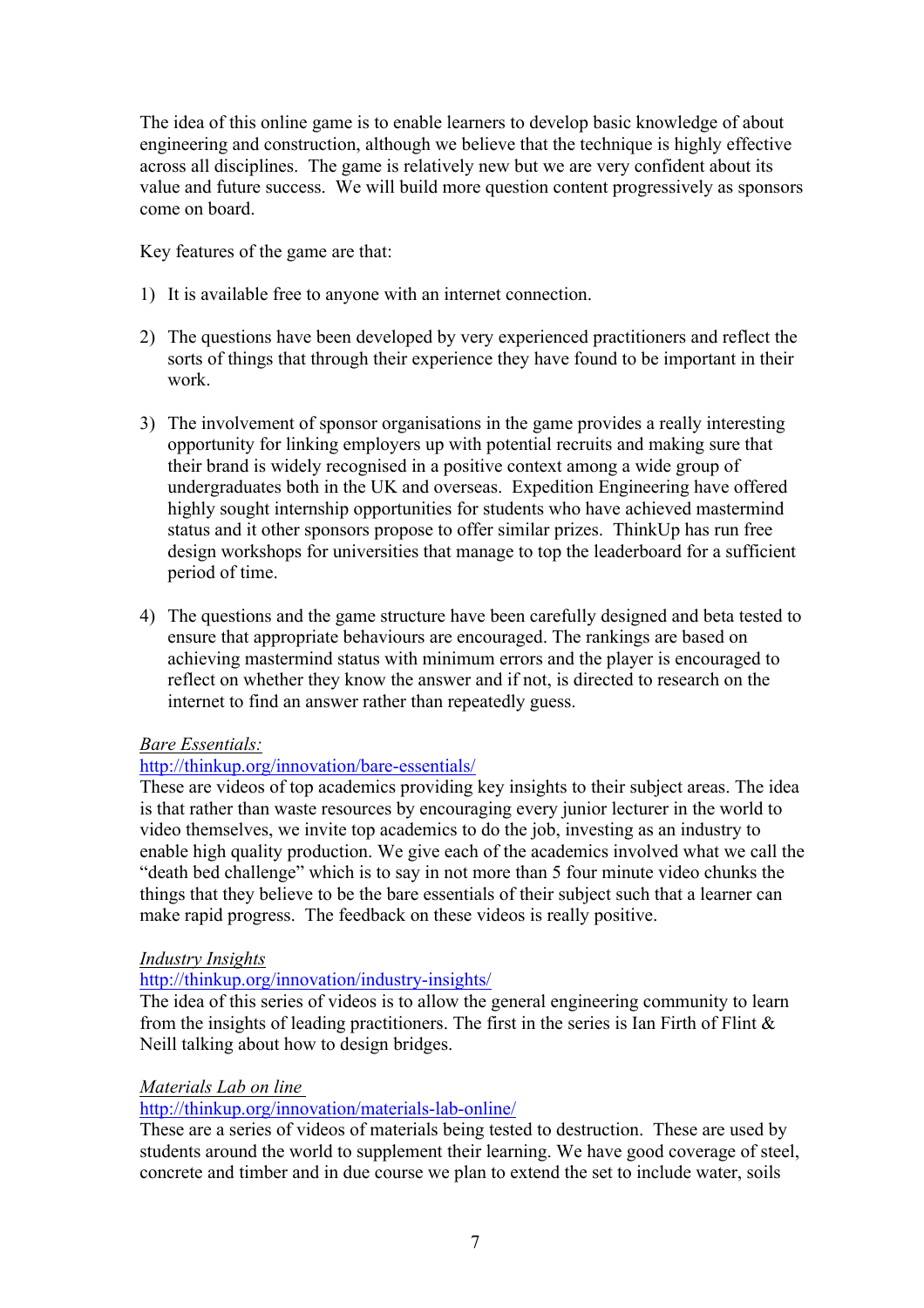The idea of this online game is to enable learners to develop basic knowledge of about engineering and construction, although we believe that the technique is highly effective across all disciplines. The game is relatively new but we are very confident about its value and future success. We will build more question content progressively as sponsors come on board.

Key features of the game are that:

1) It is available free to anyone with an internet connection.

2) The questions have been developed by very experienced practitioners and reflect the sorts of things that through their experience they have found to be important in their work.

3) The involvement of sponsor organisations in the game provides a really interesting opportunity for linking employers up with potential recruits and making sure that their brand is widely recognised in a positive context among a wide group of undergraduates both in the UK and overseas. Expedition Engineering have offered highly sought internship opportunities for students who have achieved mastermind status and it other sponsors propose to offer similar prizes. ThinkUp has run free design workshops for universities that manage to top the leaderboard for a sufficient period of time.

4) The questions and the game structure have been carefully designed and beta tested to ensure that appropriate behaviours are encouraged. The rankings are based on achieving mastermind status with minimum errors and the player is encouraged to reflect on whether they know the answer and if not, is directed to research on the internet to find an answer rather than repeatedly guess.

*Bare Essentials:*
http://thinkup.org/innovation/bare-essentials/
These are videos of top academics providing key insights to their subject areas. The idea is that rather than waste resources by encouraging every junior lecturer in the world to video themselves, we invite top academics to do the job, investing as an industry to enable high quality production. We give each of the academics involved what we call the "death bed challenge" which is to say in not more than 5 four minute video chunks the things that they believe to be the bare essentials of their subject such that a learner can make rapid progress. The feedback on these videos is really positive.

*Industry Insights*
http://thinkup.org/innovation/industry-insights/
The idea of this series of videos is to allow the general engineering community to learn from the insights of leading practitioners. The first in the series is Ian Firth of Flint & Neill talking about how to design bridges.

*Materials Lab on line*
http://thinkup.org/innovation/materials-lab-online/
These are a series of videos of materials being tested to destruction. These are used by students around the world to supplement their learning. We have good coverage of steel, concrete and timber and in due course we plan to extend the set to include water, soils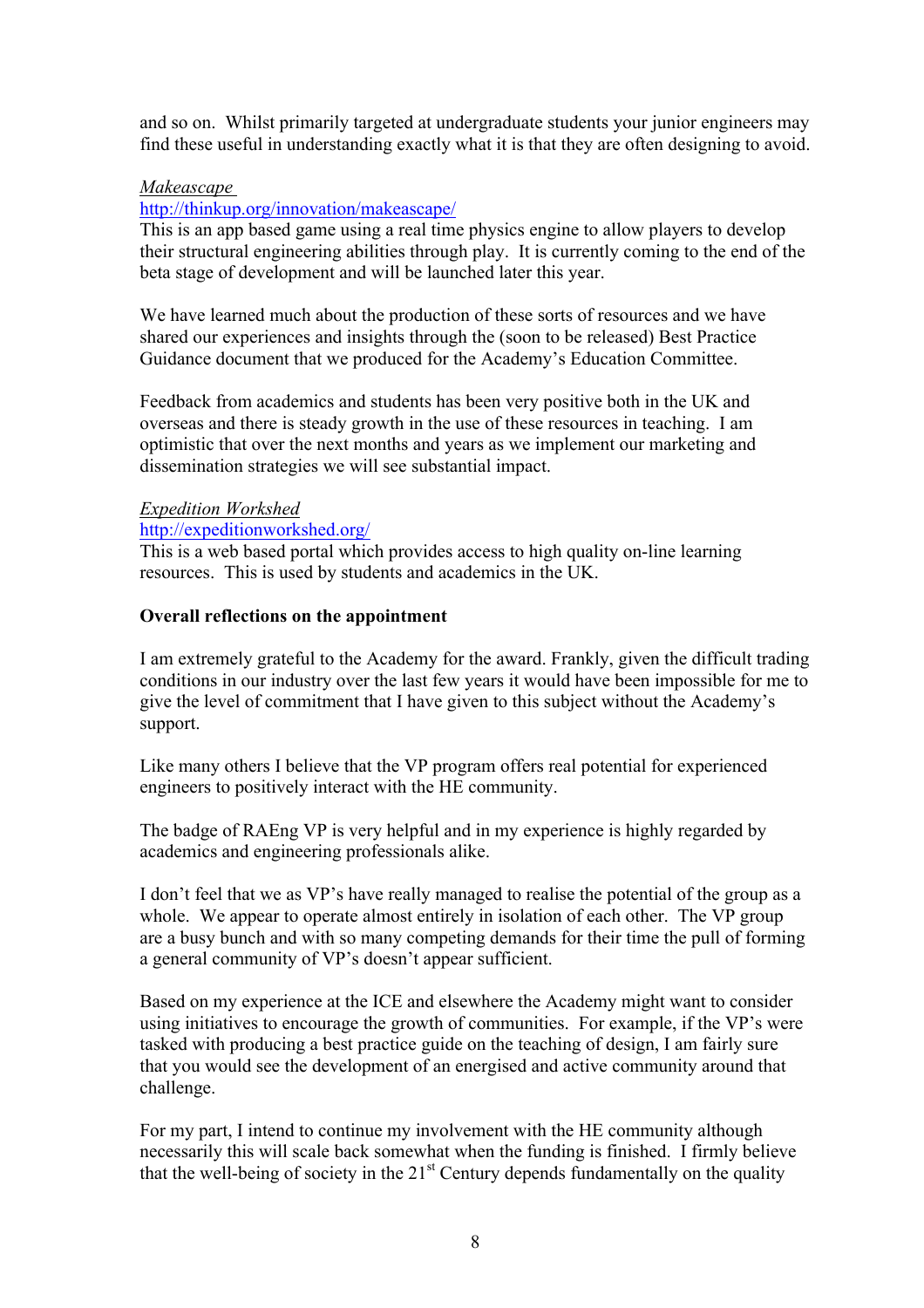and so on. Whilst primarily targeted at undergraduate students your junior engineers may find these useful in understanding exactly what it is that they are often designing to avoid.

*Makeascape*
http://thinkup.org/innovation/makeascape/
This is an app based game using a real time physics engine to allow players to develop their structural engineering abilities through play. It is currently coming to the end of the beta stage of development and will be launched later this year.

We have learned much about the production of these sorts of resources and we have shared our experiences and insights through the (soon to be released) Best Practice Guidance document that we produced for the Academy's Education Committee.

Feedback from academics and students has been very positive both in the UK and overseas and there is steady growth in the use of these resources in teaching. I am optimistic that over the next months and years as we implement our marketing and dissemination strategies we will see substantial impact.

*Expedition Workshed*
http://expeditionworkshed.org/
This is a web based portal which provides access to high quality on-line learning resources. This is used by students and academics in the UK.

**Overall reflections on the appointment**

I am extremely grateful to the Academy for the award. Frankly, given the difficult trading conditions in our industry over the last few years it would have been impossible for me to give the level of commitment that I have given to this subject without the Academy's support.

Like many others I believe that the VP program offers real potential for experienced engineers to positively interact with the HE community.

The badge of RAEng VP is very helpful and in my experience is highly regarded by academics and engineering professionals alike.

I don't feel that we as VP's have really managed to realise the potential of the group as a whole. We appear to operate almost entirely in isolation of each other. The VP group are a busy bunch and with so many competing demands for their time the pull of forming a general community of VP's doesn't appear sufficient.

Based on my experience at the ICE and elsewhere the Academy might want to consider using initiatives to encourage the growth of communities. For example, if the VP's were tasked with producing a best practice guide on the teaching of design, I am fairly sure that you would see the development of an energised and active community around that challenge.

For my part, I intend to continue my involvement with the HE community although necessarily this will scale back somewhat when the funding is finished. I firmly believe that the well-being of society in the 21st Century depends fundamentally on the quality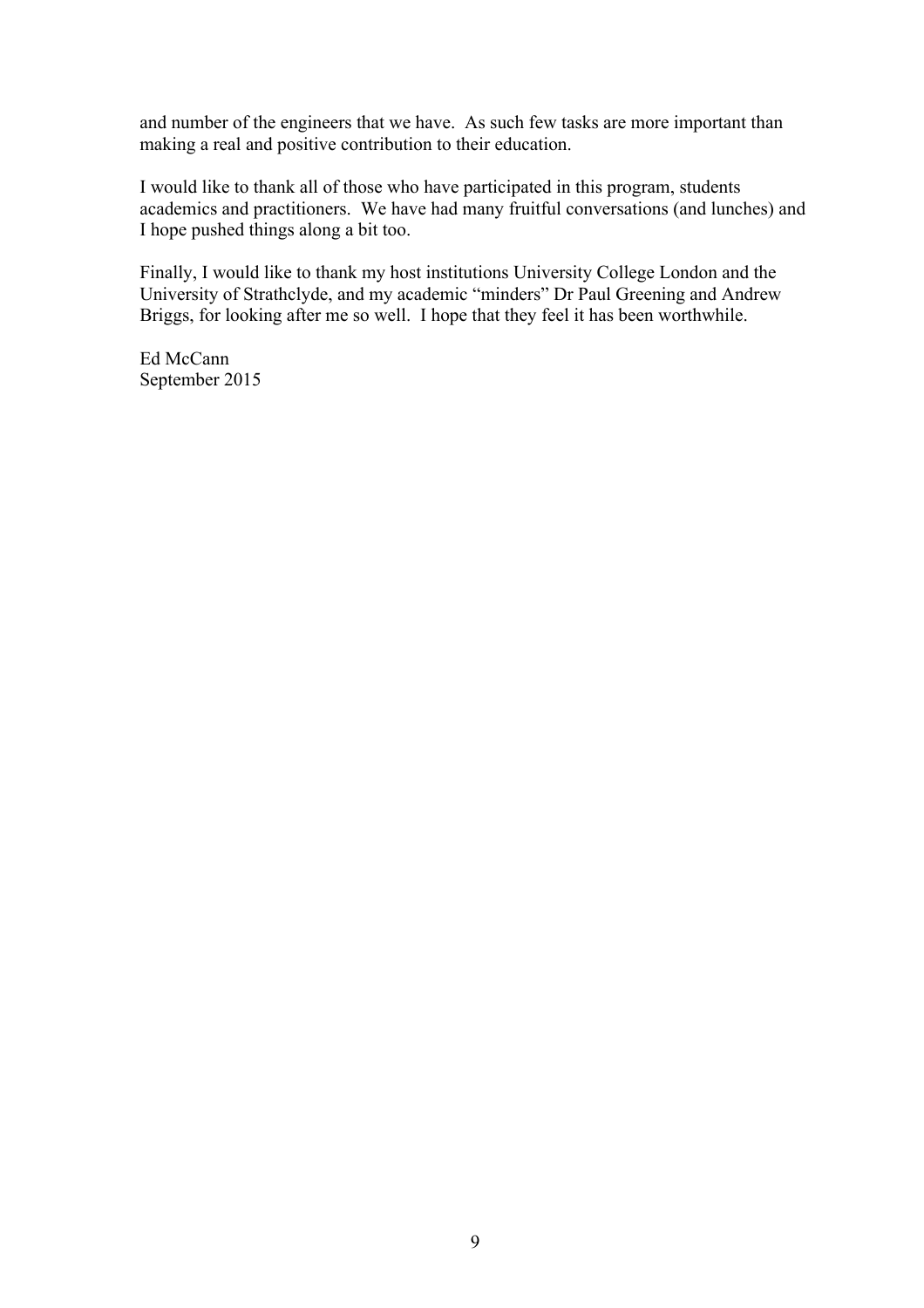and number of the engineers that we have. As such few tasks are more important than making a real and positive contribution to their education.

I would like to thank all of those who have participated in this program, students academics and practitioners. We have had many fruitful conversations (and lunches) and I hope pushed things along a bit too.

Finally, I would like to thank my host institutions University College London and the University of Strathclyde, and my academic "minders" Dr Paul Greening and Andrew Briggs, for looking after me so well. I hope that they feel it has been worthwhile.

Ed McCann  
September 2015